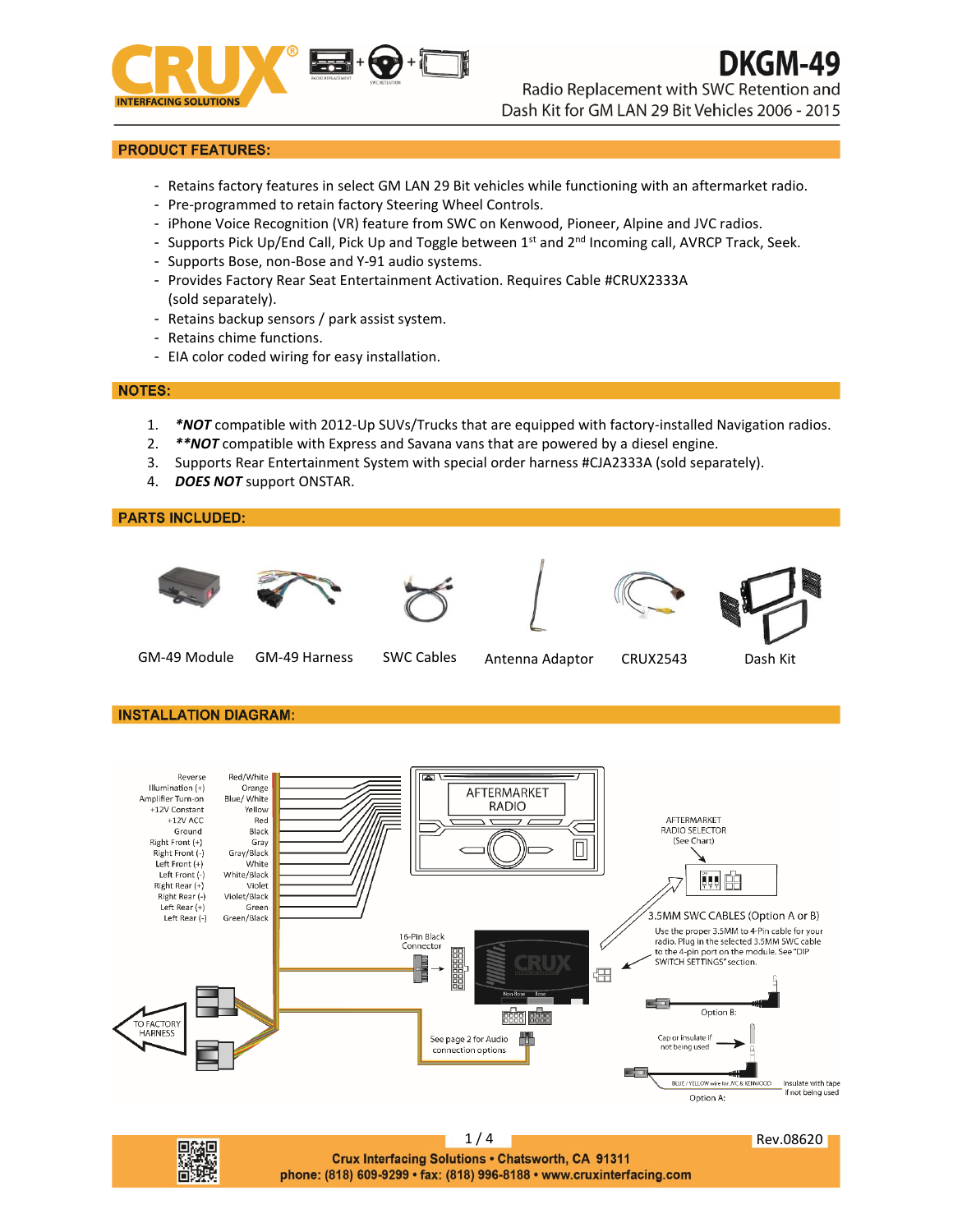# DKGM-49

Radio Replacement with SWC Retention and Dash Kit for GM LAN 29 Bit Vehicles 2006 - 2015

## PRODUCT FEATURES:

- Retains factory features in select GM LAN 29 Bit vehicles while functioning with an aftermarket radio.
- Pre-programmed to retain factory Steering Wheel Controls.
- iPhone Voice Recognition (VR) feature from SWC on Kenwood, Pioneer, Alpine and JVC radios.
- Supports Pick Up/End Call, Pick Up and Toggle between 1st and 2nd Incoming call, AVRCP Track, Seek.
- Supports Bose, non-Bose and Y-91 audio systems.
- Provides Factory Rear Seat Entertainment Activation. Requires Cable #CRUX2333A (sold separately).
- Retains backup sensors / park assist system.
- Retains chime functions.
- EIA color coded wiring for easy installation.

## NOTES:

1. ***NOT** compatible with 2012-Up SUVs/Trucks that are equipped with factory-installed Navigation radios.
2. ****NOT** compatible with Express and Savana vans that are powered by a diesel engine.
3. Supports Rear Entertainment System with special order harness #CJA2333A (sold separately).
4. ***DOES NOT*** support ONSTAR.

## PARTS INCLUDED:

GM-49 Module | GM-49 Harness | SWC Cables | Antenna Adaptor | CRUX2543 | Dash Kit

## INSTALLATION DIAGRAM:

| Function | Wire Color |
|---|---|
| Reverse | Red/White |
| Illumination (+) | Orange |
| Amplifier Turn-on | Blue/ White |
| +12V Constant | Yellow |
| +12V ACC | Red |
| Ground | Black |
| Right Front (+) | Gray |
| Right Front (-) | Gray/Black |
| Left Front (+) | White |
| Left Front (-) | White/Black |
| Right Rear (+) | Violet |
| Right Rear (-) | Violet/Black |
| Left Rear (+) | Green |
| Left Rear (-) | Green/Black |

AFTERMARKET RADIO

TO FACTORY HARNESS

16-Pin Black Connector

See page 2 for Audio connection options

AFTERMARKET RADIO SELECTOR (See Chart)

3.5MM SWC CABLES (Option A or B)

Use the proper 3.5MM to 4-Pin cable for your radio. Plug in the selected 3.5MM SWC cable to the 4-pin port on the module. See "DIP SWITCH SETTINGS" section.

Option B:

Cap or insulate if not being used

BLUE / YELLOW wire for JVC & KENWOOD

Insulate with tape if not being used

Option A:

Rev.08620

Crux Interfacing Solutions • Chatsworth, CA 91311
phone: (818) 609-9299 • fax: (818) 996-8188 • www.cruxinterfacing.com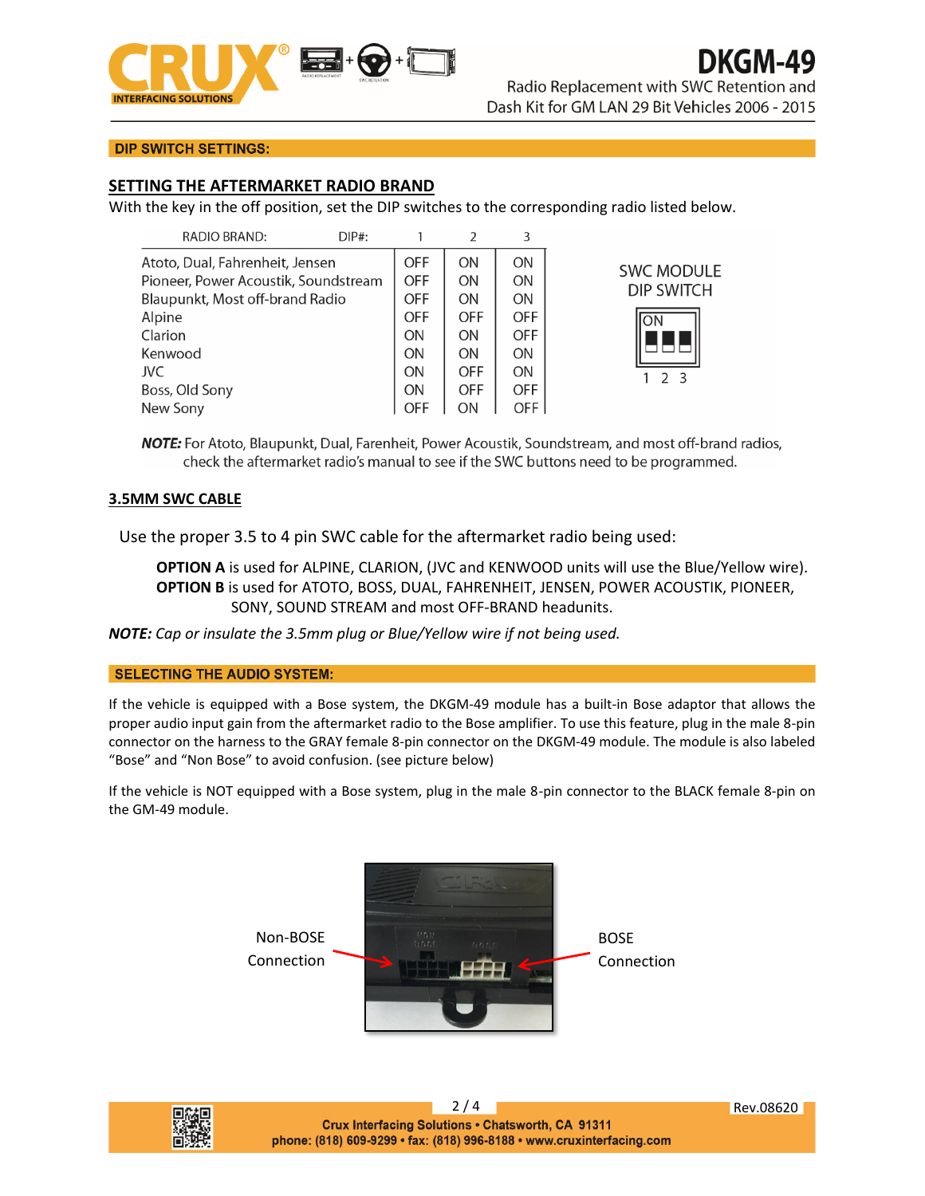## DIP SWITCH SETTINGS:

### SETTING THE AFTERMARKET RADIO BRAND

With the key in the off position, set the DIP switches to the corresponding radio listed below.

| RADIO BRAND: DIP#: | 1 | 2 | 3 |
|---|---|---|---|
| Atoto, Dual, Fahrenheit, Jensen | OFF | ON | ON |
| Pioneer, Power Acoustik, Soundstream | OFF | ON | ON |
| Blaupunkt, Most off-brand Radio | OFF | ON | ON |
| Alpine | OFF | OFF | OFF |
| Clarion | ON | ON | OFF |
| Kenwood | ON | ON | ON |
| JVC | ON | OFF | ON |
| Boss, Old Sony | ON | OFF | OFF |
| New Sony | OFF | ON | OFF |

SWC MODULE DIP SWITCH

ON

1 2 3

***NOTE:*** For Atoto, Blaupunkt, Dual, Farenheit, Power Acoustik, Soundstream, and most off-brand radios, check the aftermarket radio's manual to see if the SWC buttons need to be programmed.

### 3.5MM SWC CABLE

Use the proper 3.5 to 4 pin SWC cable for the aftermarket radio being used:

**OPTION A** is used for ALPINE, CLARION, (JVC and KENWOOD units will use the Blue/Yellow wire).
**OPTION B** is used for ATOTO, BOSS, DUAL, FAHRENHEIT, JENSEN, POWER ACOUSTIK, PIONEER, SONY, SOUND STREAM and most OFF-BRAND headunits.

***NOTE:*** *Cap or insulate the 3.5mm plug or Blue/Yellow wire if not being used.*

## SELECTING THE AUDIO SYSTEM:

If the vehicle is equipped with a Bose system, the DKGM-49 module has a built-in Bose adaptor that allows the proper audio input gain from the aftermarket radio to the Bose amplifier. To use this feature, plug in the male 8-pin connector on the harness to the GRAY female 8-pin connector on the DKGM-49 module. The module is also labeled "Bose" and "Non Bose" to avoid confusion. (see picture below)

If the vehicle is NOT equipped with a Bose system, plug in the male 8-pin connector to the BLACK female 8-pin on the GM-49 module.

Non-BOSE Connection

BOSE Connection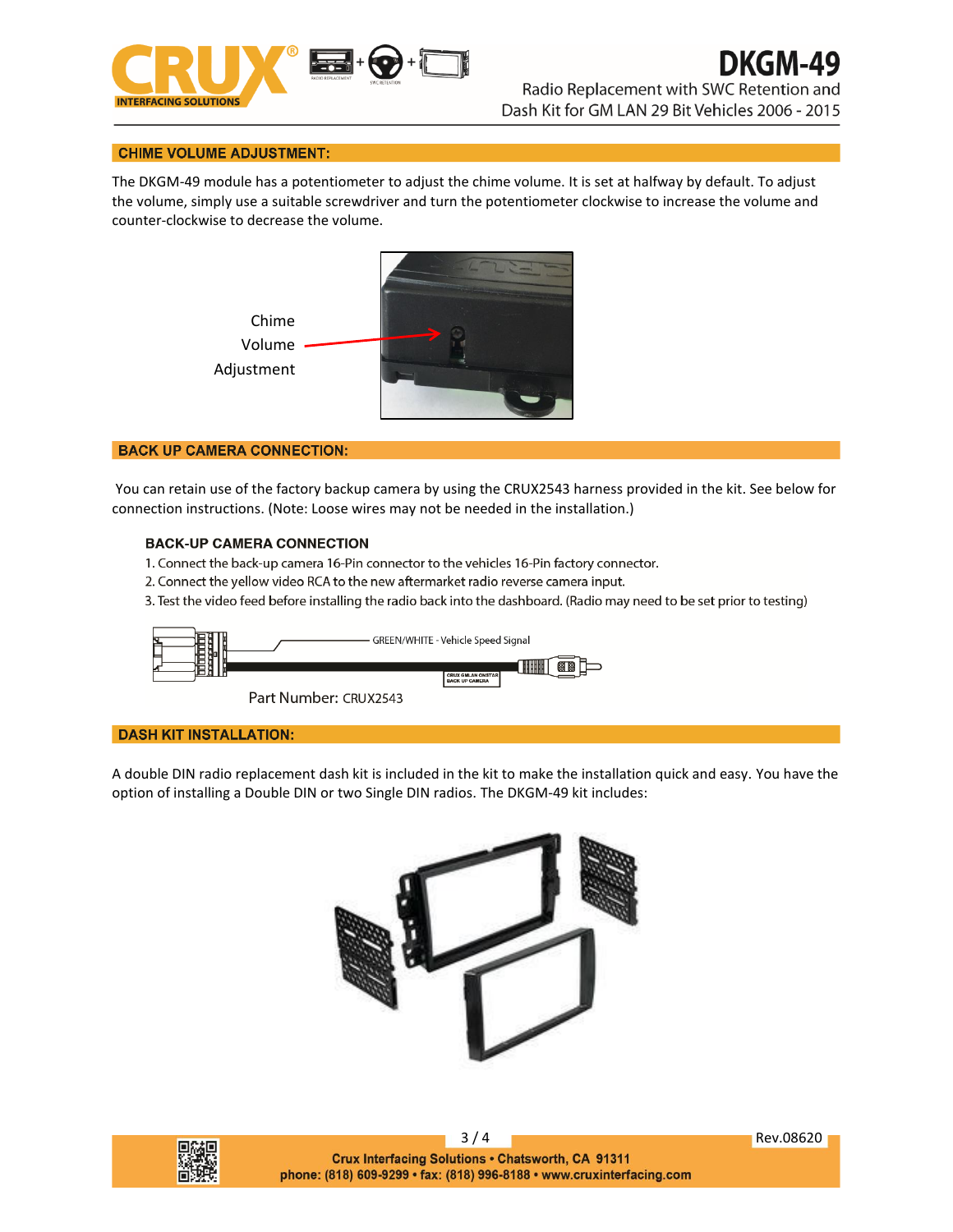## CHIME VOLUME ADJUSTMENT:

The DKGM-49 module has a potentiometer to adjust the chime volume. It is set at halfway by default. To adjust the volume, simply use a suitable screwdriver and turn the potentiometer clockwise to increase the volume and counter-clockwise to decrease the volume.

Chime Volume Adjustment

## BACK UP CAMERA CONNECTION:

You can retain use of the factory backup camera by using the CRUX2543 harness provided in the kit. See below for connection instructions. (Note: Loose wires may not be needed in the installation.)

### BACK-UP CAMERA CONNECTION

1. Connect the back-up camera 16-Pin connector to the vehicles 16-Pin factory connector.
2. Connect the yellow video RCA to the new aftermarket radio reverse camera input.
3. Test the video feed before installing the radio back into the dashboard. (Radio may need to be set prior to testing)

GREEN/WHITE - Vehicle Speed Signal

CRUX GMLAN ONSTAR BACK UP CAMERA

Part Number: CRUX2543

## DASH KIT INSTALLATION:

A double DIN radio replacement dash kit is included in the kit to make the installation quick and easy. You have the option of installing a Double DIN or two Single DIN radios. The DKGM-49 kit includes: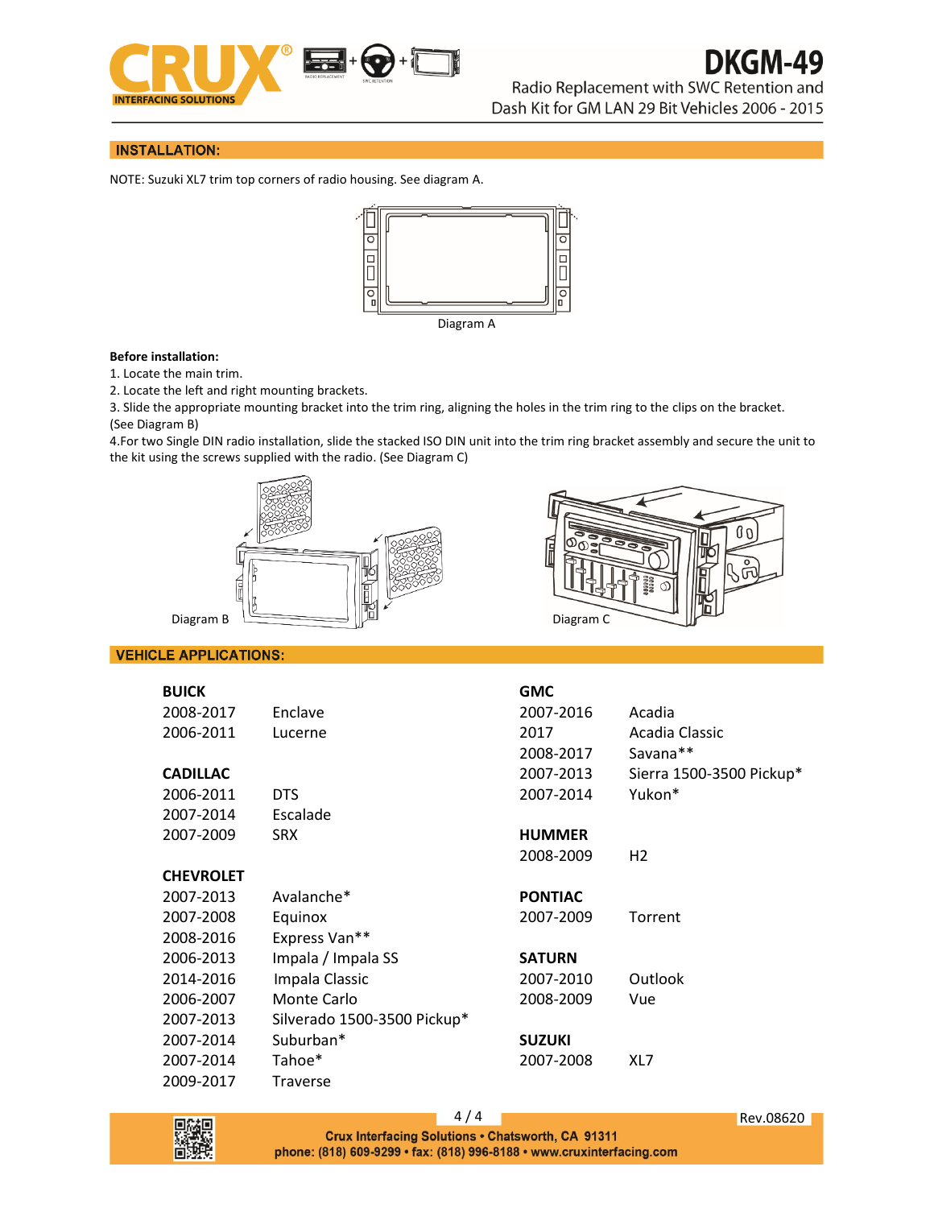# DKGM-49

Radio Replacement with SWC Retention and Dash Kit for GM LAN 29 Bit Vehicles 2006 - 2015

## INSTALLATION:

NOTE: Suzuki XL7 trim top corners of radio housing. See diagram A.

Diagram A

**Before installation:**

1. Locate the main trim.
2. Locate the left and right mounting brackets.
3. Slide the appropriate mounting bracket into the trim ring, aligning the holes in the trim ring to the clips on the bracket. (See Diagram B)
4. For two Single DIN radio installation, slide the stacked ISO DIN unit into the trim ring bracket assembly and secure the unit to the kit using the screws supplied with the radio. (See Diagram C)

Diagram B

Diagram C

## VEHICLE APPLICATIONS:

**BUICK**

| | |
|---|---|
| 2008-2017 | Enclave |
| 2006-2011 | Lucerne |

**CADILLAC**

| | |
|---|---|
| 2006-2011 | DTS |
| 2007-2014 | Escalade |
| 2007-2009 | SRX |

**CHEVROLET**

| | |
|---|---|
| 2007-2013 | Avalanche* |
| 2007-2008 | Equinox |
| 2008-2016 | Express Van** |
| 2006-2013 | Impala / Impala SS |
| 2014-2016 | Impala Classic |
| 2006-2007 | Monte Carlo |
| 2007-2013 | Silverado 1500-3500 Pickup* |
| 2007-2014 | Suburban* |
| 2007-2014 | Tahoe* |
| 2009-2017 | Traverse |

**GMC**

| | |
|---|---|
| 2007-2016 | Acadia |
| 2017 | Acadia Classic |
| 2008-2017 | Savana** |
| 2007-2013 | Sierra 1500-3500 Pickup* |
| 2007-2014 | Yukon* |

**HUMMER**

| | |
|---|---|
| 2008-2009 | H2 |

**PONTIAC**

| | |
|---|---|
| 2007-2009 | Torrent |

**SATURN**

| | |
|---|---|
| 2007-2010 | Outlook |
| 2008-2009 | Vue |

**SUZUKI**

| | |
|---|---|
| 2007-2008 | XL7 |

Rev.08620

Crux Interfacing Solutions • Chatsworth, CA 91311
phone: (818) 609-9299 • fax: (818) 996-8188 • www.cruxinterfacing.com